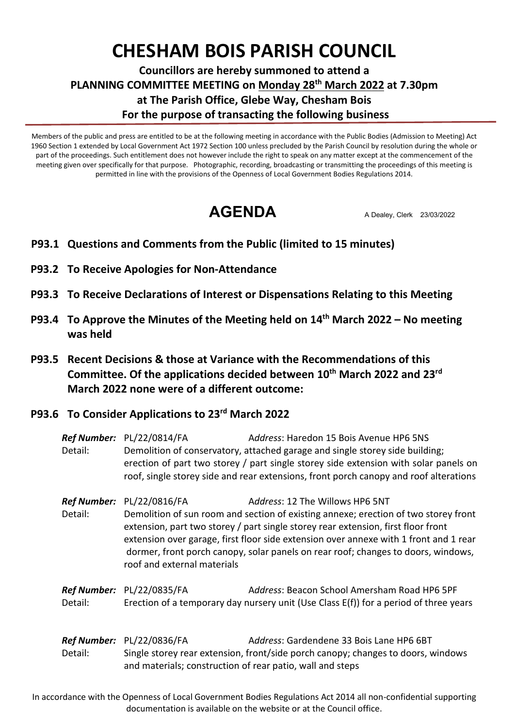# CHESHAM BOIS PARISH COUNCIL

## Councillors are hereby summoned to attend a PLANNING COMMITTEE MEETING on Monday 28th March 2022 at 7.30pm at The Parish Office, Glebe Way, Chesham Bois For the purpose of transacting the following business

Members of the public and press are entitled to be at the following meeting in accordance with the Public Bodies (Admission to Meeting) Act 1960 Section 1 extended by Local Government Act 1972 Section 100 unless precluded by the Parish Council by resolution during the whole or part of the proceedings. Such entitlement does not however include the right to speak on any matter except at the commencement of the meeting given over specifically for that purpose. Photographic, recording, broadcasting or transmitting the proceedings of this meeting is permitted in line with the provisions of the Openness of Local Government Bodies Regulations 2014.

# AGENDA

A Dealey, Clerk 23/03/2022

**P93.1 Questions and Comments from the Public (limited to 15 minutes)**

**P93.2 To Receive Apologies for Non-Attendance**

**P93.3 To Receive Declarations of Interest or Dispensations Relating to this Meeting**

**P93.4 To Approve the Minutes of the Meeting held on 14th March 2022 – No meeting was held**

**P93.5 Recent Decisions & those at Variance with the Recommendations of this Committee. Of the applications decided between 10th March 2022 and 23rd March 2022 none were of a different outcome:**

**P93.6 To Consider Applications to 23rd March 2022**

***Ref Number:*** PL/22/0814/FA *Address*: Haredon 15 Bois Avenue HP6 5NS
Detail: Demolition of conservatory, attached garage and single storey side building; erection of part two storey / part single storey side extension with solar panels on roof, single storey side and rear extensions, front porch canopy and roof alterations

***Ref Number:*** PL/22/0816/FA *Address*: 12 The Willows HP6 5NT
Detail: Demolition of sun room and section of existing annexe; erection of two storey front extension, part two storey / part single storey rear extension, first floor front extension over garage, first floor side extension over annexe with 1 front and 1 rear dormer, front porch canopy, solar panels on rear roof; changes to doors, windows, roof and external materials

***Ref Number:*** PL/22/0835/FA *Address*: Beacon School Amersham Road HP6 5PF
Detail: Erection of a temporary day nursery unit (Use Class E(f)) for a period of three years

***Ref Number:*** PL/22/0836/FA *Address*: Gardendene 33 Bois Lane HP6 6BT
Detail: Single storey rear extension, front/side porch canopy; changes to doors, windows and materials; construction of rear patio, wall and steps

In accordance with the Openness of Local Government Bodies Regulations Act 2014 all non-confidential supporting documentation is available on the website or at the Council office.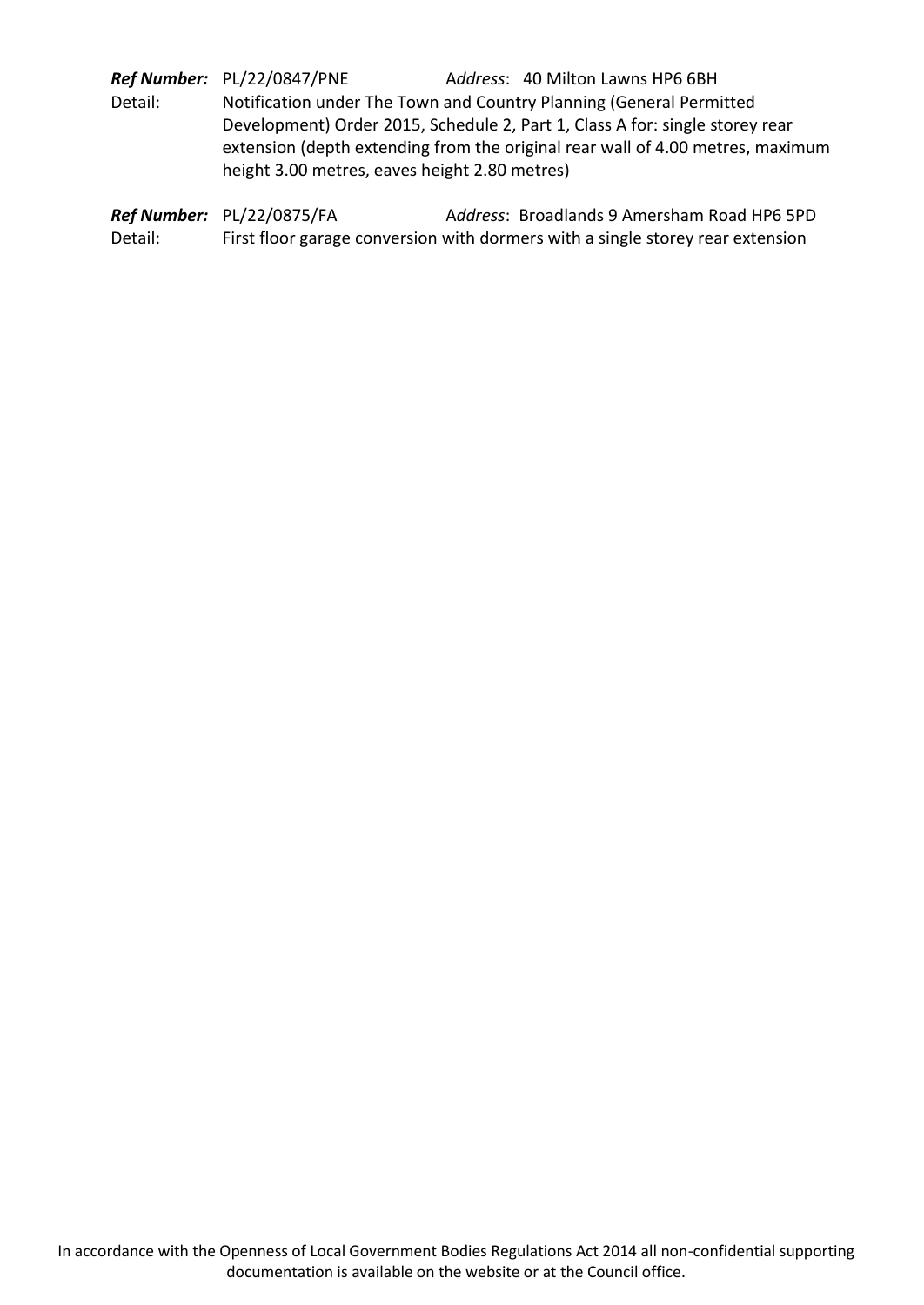***Ref Number:*** PL/22/0847/PNE A*ddress*: 40 Milton Lawns HP6 6BH

Detail: Notification under The Town and Country Planning (General Permitted Development) Order 2015, Schedule 2, Part 1, Class A for: single storey rear extension (depth extending from the original rear wall of 4.00 metres, maximum height 3.00 metres, eaves height 2.80 metres)

***Ref Number:*** PL/22/0875/FA A*ddress*: Broadlands 9 Amersham Road HP6 5PD

Detail: First floor garage conversion with dormers with a single storey rear extension

In accordance with the Openness of Local Government Bodies Regulations Act 2014 all non-confidential supporting documentation is available on the website or at the Council office.